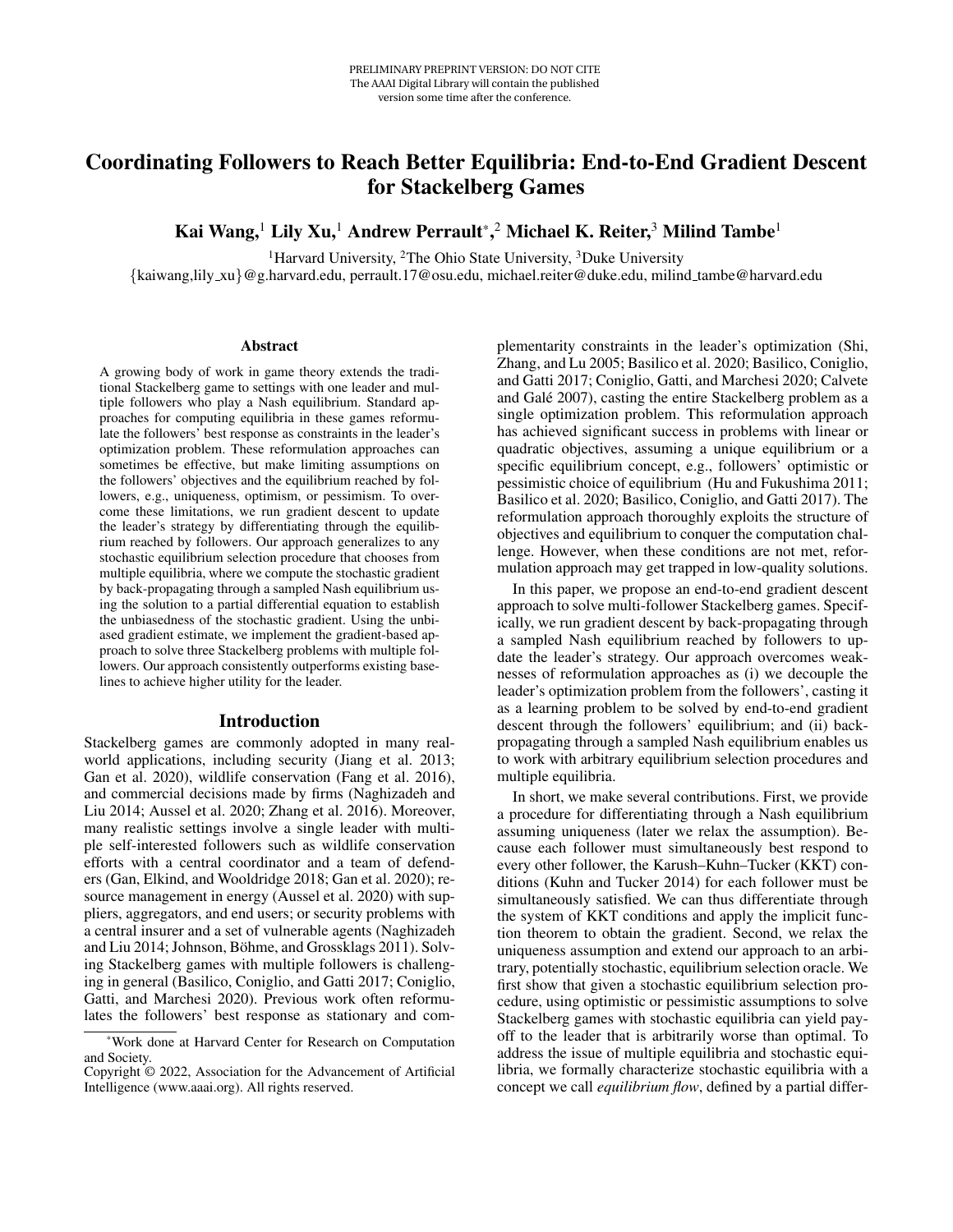PRELIMINARY PREPRINT VERSION: DO NOT CITE
The AAAI Digital Library will contain the published version some time after the conference.

# Coordinating Followers to Reach Better Equilibria: End-to-End Gradient Descent for Stackelberg Games

**Kai Wang,[1] Lily Xu,[1] Andrew Perrault[*],[2] Michael K. Reiter,[3] Milind Tambe[1]**

[1]Harvard University, [2]The Ohio State University, [3]Duke University
{kaiwang,lily_xu}@g.harvard.edu, perrault.17@osu.edu, michael.reiter@duke.edu, milind_tambe@harvard.edu

### Abstract

A growing body of work in game theory extends the traditional Stackelberg game to settings with one leader and multiple followers who play a Nash equilibrium. Standard approaches for computing equilibria in these games reformulate the followers' best response as constraints in the leader's optimization problem. These reformulation approaches can sometimes be effective, but make limiting assumptions on the followers' objectives and the equilibrium reached by followers, e.g., uniqueness, optimism, or pessimism. To overcome these limitations, we run gradient descent to update the leader's strategy by differentiating through the equilibrium reached by followers. Our approach generalizes to any stochastic equilibrium selection procedure that chooses from multiple equilibria, where we compute the stochastic gradient by back-propagating through a sampled Nash equilibrium using the solution to a partial differential equation to establish the unbiasedness of the stochastic gradient. Using the unbiased gradient estimate, we implement the gradient-based approach to solve three Stackelberg problems with multiple followers. Our approach consistently outperforms existing baselines to achieve higher utility for the leader.

## Introduction

Stackelberg games are commonly adopted in many real-world applications, including security (Jiang et al. 2013; Gan et al. 2020), wildlife conservation (Fang et al. 2016), and commercial decisions made by firms (Naghizadeh and Liu 2014; Aussel et al. 2020; Zhang et al. 2016). Moreover, many realistic settings involve a single leader with multiple self-interested followers such as wildlife conservation efforts with a central coordinator and a team of defenders (Gan, Elkind, and Wooldridge 2018; Gan et al. 2020); resource management in energy (Aussel et al. 2020) with suppliers, aggregators, and end users; or security problems with a central insurer and a set of vulnerable agents (Naghizadeh and Liu 2014; Johnson, Böhme, and Grossklags 2011). Solving Stackelberg games with multiple followers is challenging in general (Basilico, Coniglio, and Gatti 2017; Coniglio, Gatti, and Marchesi 2020). Previous work often reformulates the followers' best response as stationary and complementarity constraints in the leader's optimization (Shi, Zhang, and Lu 2005; Basilico et al. 2020; Basilico, Coniglio, and Gatti 2017; Coniglio, Gatti, and Marchesi 2020; Calvete and Galé 2007), casting the entire Stackelberg problem as a single optimization problem. This reformulation approach has achieved significant success in problems with linear or quadratic objectives, assuming a unique equilibrium or a specific equilibrium concept, e.g., followers' optimistic or pessimistic choice of equilibrium (Hu and Fukushima 2011; Basilico et al. 2020; Basilico, Coniglio, and Gatti 2017). The reformulation approach thoroughly exploits the structure of objectives and equilibrium to conquer the computation challenge. However, when these conditions are not met, reformulation approach may get trapped in low-quality solutions.

In this paper, we propose an end-to-end gradient descent approach to solve multi-follower Stackelberg games. Specifically, we run gradient descent by back-propagating through a sampled Nash equilibrium reached by followers to update the leader's strategy. Our approach overcomes weaknesses of reformulation approaches as (i) we decouple the leader's optimization problem from the followers', casting it as a learning problem to be solved by end-to-end gradient descent through the followers' equilibrium; and (ii) back-propagating through a sampled Nash equilibrium enables us to work with arbitrary equilibrium selection procedures and multiple equilibria.

In short, we make several contributions. First, we provide a procedure for differentiating through a Nash equilibrium assuming uniqueness (later we relax the assumption). Because each follower must simultaneously best respond to every other follower, the Karush–Kuhn–Tucker (KKT) conditions (Kuhn and Tucker 2014) for each follower must be simultaneously satisfied. We can thus differentiate through the system of KKT conditions and apply the implicit function theorem to obtain the gradient. Second, we relax the uniqueness assumption and extend our approach to an arbitrary, potentially stochastic, equilibrium selection oracle. We first show that given a stochastic equilibrium selection procedure, using optimistic or pessimistic assumptions to solve Stackelberg games with stochastic equilibria can yield payoff to the leader that is arbitrarily worse than optimal. To address the issue of multiple equilibria and stochastic equilibria, we formally characterize stochastic equilibria with a concept we call *equilibrium flow*, defined by a partial differ-

[*]Work done at Harvard Center for Research on Computation and Society.
Copyright © 2022, Association for the Advancement of Artificial Intelligence (www.aaai.org). All rights reserved.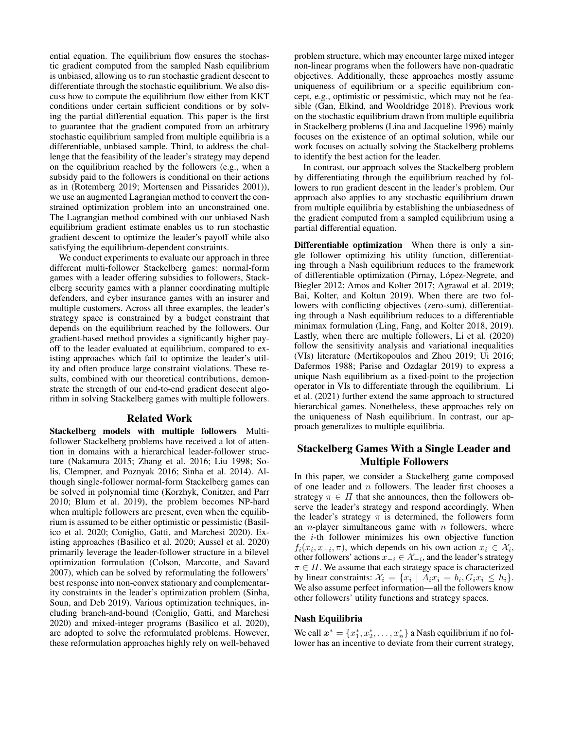ential equation. The equilibrium flow ensures the stochastic gradient computed from the sampled Nash equilibrium is unbiased, allowing us to run stochastic gradient descent to differentiate through the stochastic equilibrium. We also discuss how to compute the equilibrium flow either from KKT conditions under certain sufficient conditions or by solving the partial differential equation. This paper is the first to guarantee that the gradient computed from an arbitrary stochastic equilibrium sampled from multiple equilibria is a differentiable, unbiased sample. Third, to address the challenge that the feasibility of the leader's strategy may depend on the equilibrium reached by the followers (e.g., when a subsidy paid to the followers is conditional on their actions as in (Rotemberg 2019; Mortensen and Pissarides 2001)), we use an augmented Lagrangian method to convert the constrained optimization problem into an unconstrained one. The Lagrangian method combined with our unbiased Nash equilibrium gradient estimate enables us to run stochastic gradient descent to optimize the leader's payoff while also satisfying the equilibrium-dependent constraints.

We conduct experiments to evaluate our approach in three different multi-follower Stackelberg games: normal-form games with a leader offering subsidies to followers, Stackelberg security games with a planner coordinating multiple defenders, and cyber insurance games with an insurer and multiple customers. Across all three examples, the leader's strategy space is constrained by a budget constraint that depends on the equilibrium reached by the followers. Our gradient-based method provides a significantly higher payoff to the leader evaluated at equilibrium, compared to existing approaches which fail to optimize the leader's utility and often produce large constraint violations. These results, combined with our theoretical contributions, demonstrate the strength of our end-to-end gradient descent algorithm in solving Stackelberg games with multiple followers.

## Related Work

**Stackelberg models with multiple followers** Multi-follower Stackelberg problems have received a lot of attention in domains with a hierarchical leader-follower structure (Nakamura 2015; Zhang et al. 2016; Liu 1998; Solis, Clempner, and Poznyak 2016; Sinha et al. 2014). Although single-follower normal-form Stackelberg games can be solved in polynomial time (Korzhyk, Conitzer, and Parr 2010; Blum et al. 2019), the problem becomes NP-hard when multiple followers are present, even when the equilibrium is assumed to be either optimistic or pessimistic (Basilico et al. 2020; Coniglio, Gatti, and Marchesi 2020). Existing approaches (Basilico et al. 2020; Aussel et al. 2020) primarily leverage the leader-follower structure in a bilevel optimization formulation (Colson, Marcotte, and Savard 2007), which can be solved by reformulating the followers' best response into non-convex stationary and complementarity constraints in the leader's optimization problem (Sinha, Soun, and Deb 2019). Various optimization techniques, including branch-and-bound (Coniglio, Gatti, and Marchesi 2020) and mixed-integer programs (Basilico et al. 2020), are adopted to solve the reformulated problems. However, these reformulation approaches highly rely on well-behaved problem structure, which may encounter large mixed integer non-linear programs when the followers have non-quadratic objectives. Additionally, these approaches mostly assume uniqueness of equilibrium or a specific equilibrium concept, e.g., optimistic or pessimistic, which may not be feasible (Gan, Elkind, and Wooldridge 2018). Previous work on the stochastic equilibrium drawn from multiple equilibria in Stackelberg problems (Lina and Jacqueline 1996) mainly focuses on the existence of an optimal solution, while our work focuses on actually solving the Stackelberg problems to identify the best action for the leader.

In contrast, our approach solves the Stackelberg problem by differentiating through the equilibrium reached by followers to run gradient descent in the leader's problem. Our approach also applies to any stochastic equilibrium drawn from multiple equilibria by establishing the unbiasedness of the gradient computed from a sampled equilibrium using a partial differential equation.

**Differentiable optimization** When there is only a single follower optimizing his utility function, differentiating through a Nash equilibrium reduces to the framework of differentiable optimization (Pirnay, López-Negrete, and Biegler 2012; Amos and Kolter 2017; Agrawal et al. 2019; Bai, Kolter, and Koltun 2019). When there are two followers with conflicting objectives (zero-sum), differentiating through a Nash equilibrium reduces to a differentiable minimax formulation (Ling, Fang, and Kolter 2018, 2019). Lastly, when there are multiple followers, Li et al. (2020) follow the sensitivity analysis and variational inequalities (VIs) literature (Mertikopoulos and Zhou 2019; Ui 2016; Dafermos 1988; Parise and Ozdaglar 2019) to express a unique Nash equilibrium as a fixed-point to the projection operator in VIs to differentiate through the equilibrium. Li et al. (2021) further extend the same approach to structured hierarchical games. Nonetheless, these approaches rely on the uniqueness of Nash equilibrium. In contrast, our approach generalizes to multiple equilibria.

## Stackelberg Games With a Single Leader and Multiple Followers

In this paper, we consider a Stackelberg game composed of one leader and $n$ followers. The leader first chooses a strategy $\pi \in \Pi$ that she announces, then the followers observe the leader's strategy and respond accordingly. When the leader's strategy $\pi$ is determined, the followers form an $n$-player simultaneous game with $n$ followers, where the $i$-th follower minimizes his own objective function $f_i(x_i, x_{-i}, \pi)$, which depends on his own action $x_i \in \mathcal{X}_i$, other followers' actions $x_{-i} \in \mathcal{X}_{-i}$, and the leader's strategy $\pi \in \Pi$. We assume that each strategy space is characterized by linear constraints: $\mathcal{X}_i = \{x_i \mid A_i x_i = b_i, G_i x_i \leq h_i\}$. We also assume perfect information—all the followers know other followers' utility functions and strategy spaces.

### Nash Equilibria

We call $\boldsymbol{x}^* = \{x_1^*, x_2^*, \ldots, x_n^*\}$ a Nash equilibrium if no follower has an incentive to deviate from their current strategy,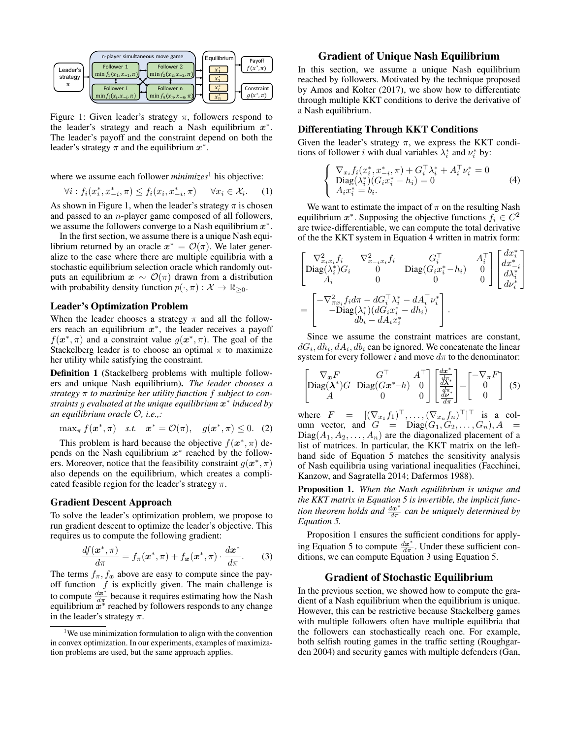Figure 1: Given leader's strategy $\pi$, followers respond to the leader's strategy and reach a Nash equilibrium $\boldsymbol{x}^*$. The leader's payoff and the constraint depend on both the leader's strategy $\pi$ and the equilibrium $\boldsymbol{x}^*$.

where we assume each follower *minimizes*[1] his objective:

$$\forall i : f_i(x_i^*, x_{-i}^*, \pi) \leq f_i(x_i, x_{-i}^*, \pi) \quad \forall x_i \in \mathcal{X}_i. \quad (1)$$

As shown in Figure 1, when the leader's strategy $\pi$ is chosen and passed to an $n$-player game composed of all followers, we assume the followers converge to a Nash equilibrium $\boldsymbol{x}^*$.

In the first section, we assume there is a unique Nash equilibrium returned by an oracle $\boldsymbol{x}^* = \mathcal{O}(\pi)$. We later generalize to the case where there are multiple equilibria with a stochastic equilibrium selection oracle which randomly outputs an equilibrium $\boldsymbol{x} \sim \mathcal{O}(\pi)$ drawn from a distribution with probability density function $p(\cdot, \pi) : \mathcal{X} \to \mathbb{R}_{\geq 0}$.

### Leader's Optimization Problem

When the leader chooses a strategy $\pi$ and all the followers reach an equilibrium $\boldsymbol{x}^*$, the leader receives a payoff $f(\boldsymbol{x}^*, \pi)$ and a constraint value $g(\boldsymbol{x}^*, \pi)$. The goal of the Stackelberg leader is to choose an optimal $\pi$ to maximize her utility while satisfying the constraint.

**Definition 1** (Stackelberg problems with multiple followers and unique Nash equilibrium)**.** *The leader chooses a strategy $\pi$ to maximize her utility function $f$ subject to constraints $g$ evaluated at the unique equilibrium $\boldsymbol{x}^*$ induced by an equilibrium oracle $\mathcal{O}$, i.e.,:*

$$\max_\pi f(\boldsymbol{x}^*, \pi) \quad s.t. \quad \boldsymbol{x}^* = \mathcal{O}(\pi), \quad g(\boldsymbol{x}^*, \pi) \leq 0. \quad (2)$$

This problem is hard because the objective $f(\boldsymbol{x}^*, \pi)$ depends on the Nash equilibrium $\boldsymbol{x}^*$ reached by the followers. Moreover, notice that the feasibility constraint $g(\boldsymbol{x}^*, \pi)$ also depends on the equilibrium, which creates a complicated feasible region for the leader's strategy $\pi$.

### Gradient Descent Approach

To solve the leader's optimization problem, we propose to run gradient descent to optimize the leader's objective. This requires us to compute the following gradient:

$$\frac{df(\boldsymbol{x}^*, \pi)}{d\pi} = f_\pi(\boldsymbol{x}^*, \pi) + f_{\boldsymbol{x}}(\boldsymbol{x}^*, \pi) \cdot \frac{d\boldsymbol{x}^*}{d\pi}. \quad (3)$$

The terms $f_\pi, f_{\boldsymbol{x}}$ above are easy to compute since the payoff function $f$ is explicitly given. The main challenge is to compute $\frac{d\boldsymbol{x}^*}{d\pi}$ because it requires estimating how the Nash equilibrium $\boldsymbol{x}^*$ reached by followers responds to any change in the leader's strategy $\pi$.

[1]We use minimization formulation to align with the convention in convex optimization. In our experiments, examples of maximization problems are used, but the same approach applies.

## Gradient of Unique Nash Equilibrium

In this section, we assume a unique Nash equilibrium reached by followers. Motivated by the technique proposed by Amos and Kolter (2017), we show how to differentiate through multiple KKT conditions to derive the derivative of a Nash equilibrium.

### Differentiating Through KKT Conditions

Given the leader's strategy $\pi$, we express the KKT conditions of follower $i$ with dual variables $\lambda_i^*$ and $\nu_i^*$ by:

$$\begin{cases} \nabla_{x_i} f_i(x_i^*, x_{-i}^*, \pi) + G_i^\top \lambda_i^* + A_i^\top \nu_i^* = 0 \\ \text{Diag}(\lambda_i^*)(G_i x_i^* - h_i) = 0 \\ A_i x_i^* = b_i. \end{cases} \quad (4)$$

We want to estimate the impact of $\pi$ on the resulting Nash equilibrium $\boldsymbol{x}^*$. Supposing the objective functions $f_i \in C^2$ are twice-differentiable, we can compute the total derivative of the the KKT system in Equation 4 written in matrix form:

$$\begin{bmatrix} \nabla^2_{x_i x_i} f_i & \nabla^2_{x_{-i} x_i} f_i & G_i^\top & A_i^\top \\ \text{Diag}(\lambda_i^*) G_i & 0 & \text{Diag}(G_i x_i^* - h_i) & 0 \\ A_i & 0 & 0 & 0 \end{bmatrix} \begin{bmatrix} dx_i^* \\ dx_{-i}^* \\ d\lambda_i^* \\ d\nu_i^* \end{bmatrix}$$
$$= \begin{bmatrix} -\nabla^2_{\pi x_i} f_i d\pi - dG_i^\top \lambda_i^* - dA_i^\top \nu_i^* \\ -\text{Diag}(\lambda_i^*)(dG_i x_i^* - dh_i) \\ db_i - dA_i x_i^* \end{bmatrix}.$$

Since we assume the constraint matrices are constant, $dG_i, dh_i, dA_i, db_i$ can be ignored. We concatenate the linear system for every follower $i$ and move $d\pi$ to the denominator:

$$\begin{bmatrix} \nabla_{\boldsymbol{x}} F & G^\top & A^\top \\ \text{Diag}(\boldsymbol{\lambda}^*) G & \text{Diag}(G\boldsymbol{x}^* - h) & 0 \\ A & 0 & 0 \end{bmatrix} \begin{bmatrix} \frac{d\boldsymbol{x}^*}{d\pi} \\ \frac{d\boldsymbol{\lambda}^*}{d\pi} \\ \frac{d\boldsymbol{\nu}^*}{d\pi} \end{bmatrix} = \begin{bmatrix} -\nabla_\pi F \\ 0 \\ 0 \end{bmatrix} \quad (5)$$

where $F = [(\nabla_{x_1} f_1)^\top, \ldots, (\nabla_{x_n} f_n)^\top]^\top$ is a column vector, and $G = \text{Diag}(G_1, G_2, \ldots, G_n), A = \text{Diag}(A_1, A_2, \ldots, A_n)$ are the diagonalized placement of a list of matrices. In particular, the KKT matrix on the left-hand side of Equation 5 matches the sensitivity analysis of Nash equilibria using variational inequalities (Facchinei, Kanzow, and Sagratella 2014; Dafermos 1988).

**Proposition 1.** *When the Nash equilibrium is unique and the KKT matrix in Equation 5 is invertible, the implicit function theorem holds and $\frac{d\boldsymbol{x}^*}{d\pi}$ can be uniquely determined by Equation 5.*

Proposition 1 ensures the sufficient conditions for applying Equation 5 to compute $\frac{d\boldsymbol{x}^*}{d\pi}$. Under these sufficient conditions, we can compute Equation 3 using Equation 5.

## Gradient of Stochastic Equilibrium

In the previous section, we showed how to compute the gradient of a Nash equilibrium when the equilibrium is unique. However, this can be restrictive because Stackelberg games with multiple followers often have multiple equilibria that the followers can stochastically reach one. For example, both selfish routing games in the traffic setting (Roughgarden 2004) and security games with multiple defenders (Gan,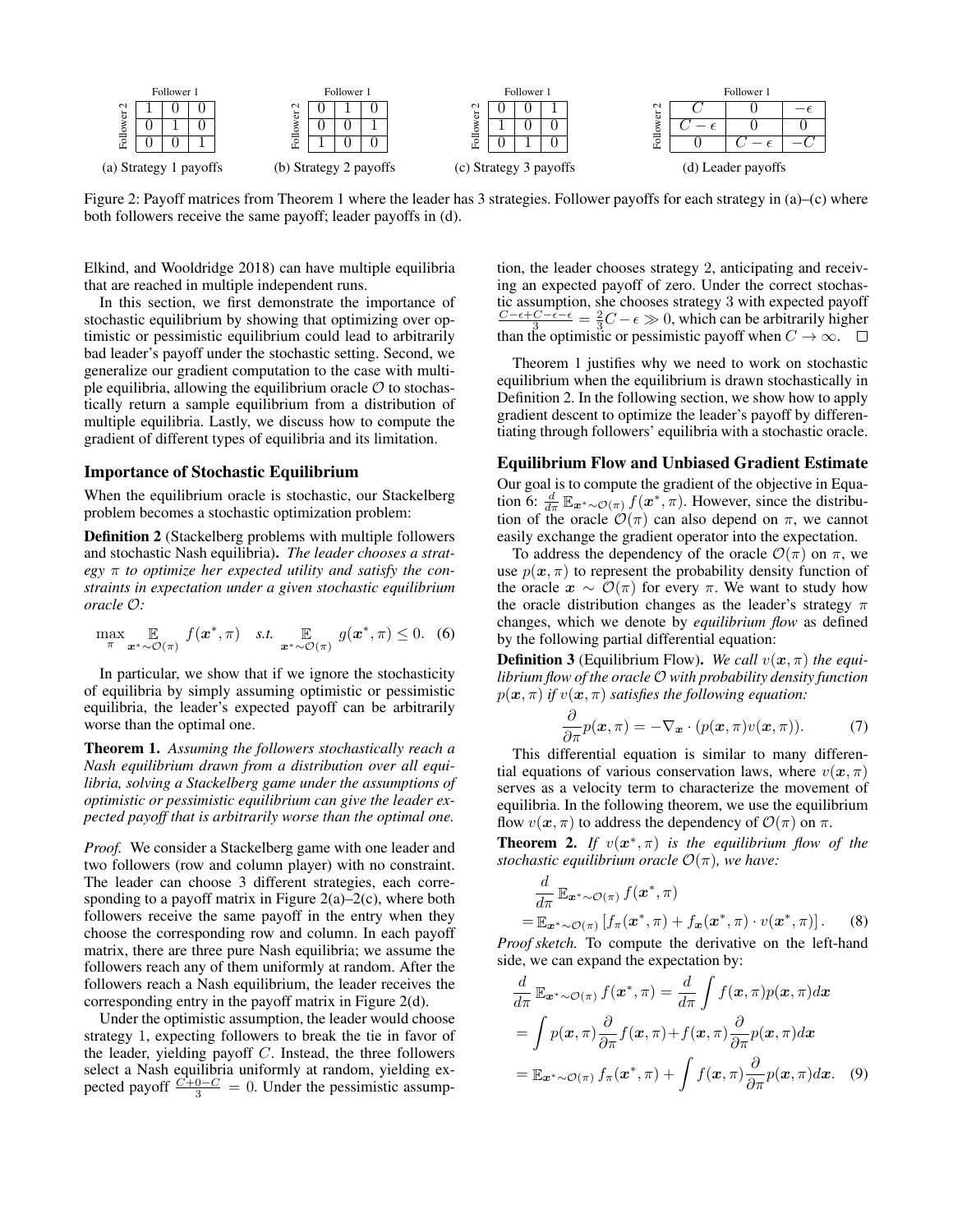**Follower payoffs (Follower 1 = columns, Follower 2 = rows)**

(a) Strategy 1 payoffs

| | | |
|---|---|---|
| 1 | 0 | 0 |
| 0 | 1 | 0 |
| 0 | 0 | 1 |

(b) Strategy 2 payoffs

| | | |
|---|---|---|
| 0 | 1 | 0 |
| 0 | 0 | 1 |
| 1 | 0 | 0 |

(c) Strategy 3 payoffs

| | | |
|---|---|---|
| 0 | 0 | 1 |
| 1 | 0 | 0 |
| 0 | 1 | 0 |

(d) Leader payoffs

| | | |
|---|---|---|
| $C$ | 0 | $-\epsilon$ |
| $C-\epsilon$ | 0 | 0 |
| 0 | $C-\epsilon$ | $-C$ |

Figure 2: Payoff matrices from Theorem 1 where the leader has 3 strategies. Follower payoffs for each strategy in (a)–(c) where both followers receive the same payoff; leader payoffs in (d).

Elkind, and Wooldridge 2018) can have multiple equilibria that are reached in multiple independent runs.

In this section, we first demonstrate the importance of stochastic equilibrium by showing that optimizing over optimistic or pessimistic equilibrium could lead to arbitrarily bad leader's payoff under the stochastic setting. Second, we generalize our gradient computation to the case with multiple equilibria, allowing the equilibrium oracle $\mathcal{O}$ to stochastically return a sample equilibrium from a distribution of multiple equilibria. Lastly, we discuss how to compute the gradient of different types of equilibria and its limitation.

### Importance of Stochastic Equilibrium

When the equilibrium oracle is stochastic, our Stackelberg problem becomes a stochastic optimization problem:

**Definition 2** (Stackelberg problems with multiple followers and stochastic Nash equilibria)**.** *The leader chooses a strategy $\pi$ to optimize her expected utility and satisfy the constraints in expectation under a given stochastic equilibrium oracle $\mathcal{O}$:*

$$\max_{\pi} \mathop{\mathbb{E}}_{\boldsymbol{x}^* \sim \mathcal{O}(\pi)} f(\boldsymbol{x}^*, \pi) \quad s.t. \mathop{\mathbb{E}}_{\boldsymbol{x}^* \sim \mathcal{O}(\pi)} g(\boldsymbol{x}^*, \pi) \leq 0. \quad (6)$$

In particular, we show that if we ignore the stochasticity of equilibria by simply assuming optimistic or pessimistic equilibria, the leader's expected payoff can be arbitrarily worse than the optimal one.

**Theorem 1.** *Assuming the followers stochastically reach a Nash equilibrium drawn from a distribution over all equilibria, solving a Stackelberg game under the assumptions of optimistic or pessimistic equilibrium can give the leader expected payoff that is arbitrarily worse than the optimal one.*

*Proof.* We consider a Stackelberg game with one leader and two followers (row and column player) with no constraint. The leader can choose 3 different strategies, each corresponding to a payoff matrix in Figure 2(a)–2(c), where both followers receive the same payoff in the entry when they choose the corresponding row and column. In each payoff matrix, there are three pure Nash equilibria; we assume the followers reach any of them uniformly at random. After the followers reach a Nash equilibrium, the leader receives the corresponding entry in the payoff matrix in Figure 2(d).

Under the optimistic assumption, the leader would choose strategy 1, expecting followers to break the tie in favor of the leader, yielding payoff $C$. Instead, the three followers select a Nash equilibria uniformly at random, yielding expected payoff $\frac{C+0-C}{3} = 0$. Under the pessimistic assumption, the leader chooses strategy 2, anticipating and receiving an expected payoff of zero. Under the correct stochastic assumption, she chooses strategy 3 with expected payoff $\frac{C-\epsilon+C-\epsilon-\epsilon}{3} = \frac{2}{3}C - \epsilon \gg 0$, which can be arbitrarily higher than the optimistic or pessimistic payoff when $C \to \infty$. $\square$

Theorem 1 justifies why we need to work on stochastic equilibrium when the equilibrium is drawn stochastically in Definition 2. In the following section, we show how to apply gradient descent to optimize the leader's payoff by differentiating through followers' equilibria with a stochastic oracle.

### Equilibrium Flow and Unbiased Gradient Estimate

Our goal is to compute the gradient of the objective in Equation 6: $\frac{d}{d\pi} \mathbb{E}_{\boldsymbol{x}^* \sim \mathcal{O}(\pi)} f(\boldsymbol{x}^*, \pi)$. However, since the distribution of the oracle $\mathcal{O}(\pi)$ can also depend on $\pi$, we cannot easily exchange the gradient operator into the expectation.

To address the dependency of the oracle $\mathcal{O}(\pi)$ on $\pi$, we use $p(\boldsymbol{x}, \pi)$ to represent the probability density function of the oracle $\boldsymbol{x} \sim \mathcal{O}(\pi)$ for every $\pi$. We want to study how the oracle distribution changes as the leader's strategy $\pi$ changes, which we denote by *equilibrium flow* as defined by the following partial differential equation:

**Definition 3** (Equilibrium Flow)**.** *We call $v(\boldsymbol{x}, \pi)$ the equilibrium flow of the oracle $\mathcal{O}$ with probability density function $p(\boldsymbol{x}, \pi)$ if $v(\boldsymbol{x}, \pi)$ satisfies the following equation:*

$$\frac{\partial}{\partial \pi} p(\boldsymbol{x}, \pi) = -\nabla_{\boldsymbol{x}} \cdot (p(\boldsymbol{x}, \pi) v(\boldsymbol{x}, \pi)). \quad (7)$$

This differential equation is similar to many differential equations of various conservation laws, where $v(\boldsymbol{x}, \pi)$ serves as a velocity term to characterize the movement of equilibria. In the following theorem, we use the equilibrium flow $v(\boldsymbol{x}, \pi)$ to address the dependency of $\mathcal{O}(\pi)$ on $\pi$.

**Theorem 2.** *If $v(\boldsymbol{x}^*, \pi)$ is the equilibrium flow of the stochastic equilibrium oracle $\mathcal{O}(\pi)$, we have:*

$$\begin{aligned} &\frac{d}{d\pi} \mathbb{E}_{\boldsymbol{x}^* \sim \mathcal{O}(\pi)} f(\boldsymbol{x}^*, \pi) \\ &= \mathbb{E}_{\boldsymbol{x}^* \sim \mathcal{O}(\pi)} \left[ f_\pi(\boldsymbol{x}^*, \pi) + f_{\boldsymbol{x}}(\boldsymbol{x}^*, \pi) \cdot v(\boldsymbol{x}^*, \pi) \right]. \end{aligned} \quad (8)$$

*Proof sketch.* To compute the derivative on the left-hand side, we can expand the expectation by:

$$\begin{aligned} &\frac{d}{d\pi} \mathbb{E}_{\boldsymbol{x}^* \sim \mathcal{O}(\pi)} f(\boldsymbol{x}^*, \pi) = \frac{d}{d\pi} \int f(\boldsymbol{x}, \pi) p(\boldsymbol{x}, \pi) d\boldsymbol{x} \\ &= \int p(\boldsymbol{x}, \pi) \frac{\partial}{\partial \pi} f(\boldsymbol{x}, \pi) + f(\boldsymbol{x}, \pi) \frac{\partial}{\partial \pi} p(\boldsymbol{x}, \pi) d\boldsymbol{x} \\ &= \mathbb{E}_{\boldsymbol{x}^* \sim \mathcal{O}(\pi)} f_\pi(\boldsymbol{x}^*, \pi) + \int f(\boldsymbol{x}, \pi) \frac{\partial}{\partial \pi} p(\boldsymbol{x}, \pi) d\boldsymbol{x}. \end{aligned} \quad (9)$$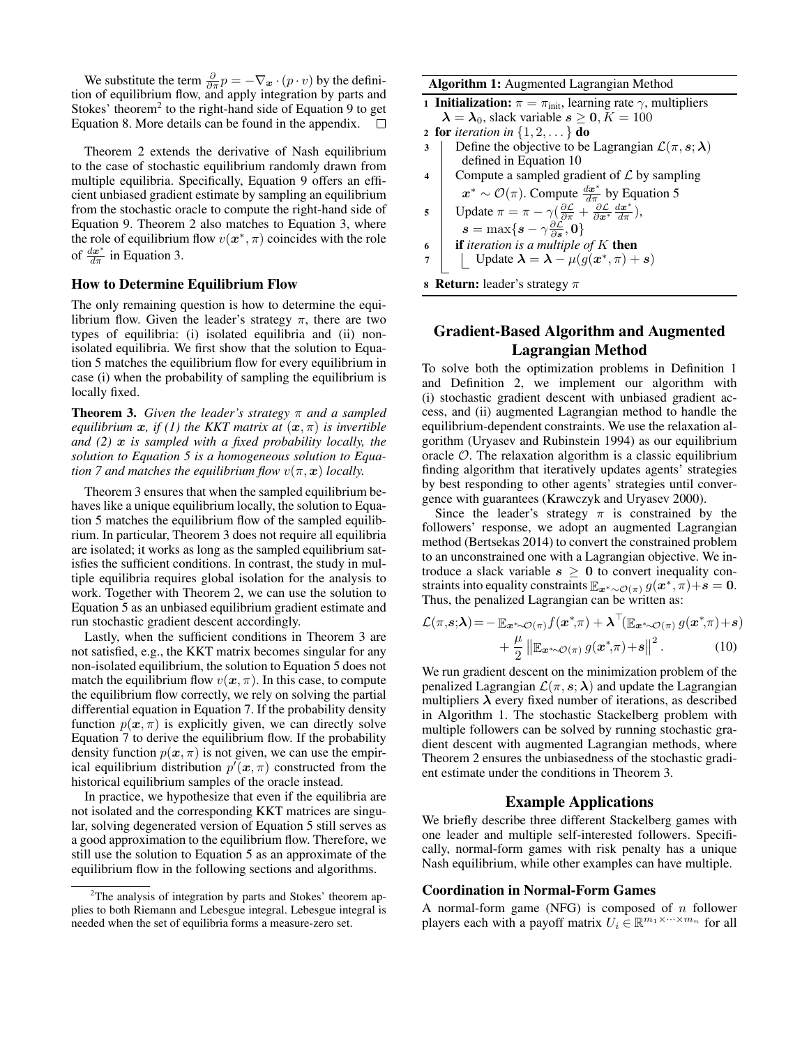We substitute the term $\frac{\partial}{\partial \pi} p = -\nabla_{\boldsymbol{x}} \cdot (p \cdot v)$ by the definition of equilibrium flow, and apply integration by parts and Stokes' theorem[2] to the right-hand side of Equation 9 to get Equation 8. More details can be found in the appendix. □

Theorem 2 extends the derivative of Nash equilibrium to the case of stochastic equilibrium randomly drawn from multiple equilibria. Specifically, Equation 9 offers an efficient unbiased gradient estimate by sampling an equilibrium from the stochastic oracle to compute the right-hand side of Equation 9. Theorem 2 also matches to Equation 3, where the role of equilibrium flow $v(\boldsymbol{x}^*, \pi)$ coincides with the role of $\frac{d\boldsymbol{x}^*}{d\pi}$ in Equation 3.

### How to Determine Equilibrium Flow

The only remaining question is how to determine the equilibrium flow. Given the leader's strategy $\pi$, there are two types of equilibria: (i) isolated equilibria and (ii) non-isolated equilibria. We first show that the solution to Equation 5 matches the equilibrium flow for every equilibrium in case (i) when the probability of sampling the equilibrium is locally fixed.

**Theorem 3.** *Given the leader's strategy $\pi$ and a sampled equilibrium $\boldsymbol{x}$, if (1) the KKT matrix at $(\boldsymbol{x}, \pi)$ is invertible and (2) $\boldsymbol{x}$ is sampled with a fixed probability locally, the solution to Equation 5 is a homogeneous solution to Equation 7 and matches the equilibrium flow $v(\pi, \boldsymbol{x})$ locally.*

Theorem 3 ensures that when the sampled equilibrium behaves like a unique equilibrium locally, the solution to Equation 5 matches the equilibrium flow of the sampled equilibrium. In particular, Theorem 3 does not require all equilibria are isolated; it works as long as the sampled equilibrium satisfies the sufficient conditions. In contrast, the study in multiple equilibria requires global isolation for the analysis to work. Together with Theorem 2, we can use the solution to Equation 5 as an unbiased equilibrium gradient estimate and run stochastic gradient descent accordingly.

Lastly, when the sufficient conditions in Theorem 3 are not satisfied, e.g., the KKT matrix becomes singular for any non-isolated equilibrium, the solution to Equation 5 does not match the equilibrium flow $v(\boldsymbol{x}, \pi)$. In this case, to compute the equilibrium flow correctly, we rely on solving the partial differential equation in Equation 7. If the probability density function $p(\boldsymbol{x}, \pi)$ is explicitly given, we can directly solve Equation 7 to derive the equilibrium flow. If the probability density function $p(\boldsymbol{x}, \pi)$ is not given, we can use the empirical equilibrium distribution $p'(\boldsymbol{x}, \pi)$ constructed from the historical equilibrium samples of the oracle instead.

In practice, we hypothesize that even if the equilibria are not isolated and the corresponding KKT matrices are singular, solving degenerated version of Equation 5 still serves as a good approximation to the equilibrium flow. Therefore, we still use the solution to Equation 5 as an approximate of the equilibrium flow in the following sections and algorithms.

[2] The analysis of integration by parts and Stokes' theorem applies to both Riemann and Lebesgue integral. Lebesgue integral is needed when the set of equilibria forms a measure-zero set.

**Algorithm 1:** Augmented Lagrangian Method

1. **Initialization:** $\pi = \pi_{\text{init}}$, learning rate $\gamma$, multipliers $\boldsymbol{\lambda} = \boldsymbol{\lambda}_0$, slack variable $\boldsymbol{s} \geq \boldsymbol{0}$, $K = 100$
2. **for** *iteration in* $\{1, 2, \dots\}$ **do**
3. Define the objective to be Lagrangian $\mathcal{L}(\pi, \boldsymbol{s}; \boldsymbol{\lambda})$ defined in Equation 10
4. Compute a sampled gradient of $\mathcal{L}$ by sampling $\boldsymbol{x}^* \sim \mathcal{O}(\pi)$. Compute $\frac{d\boldsymbol{x}^*}{d\pi}$ by Equation 5
5. Update $\pi = \pi - \gamma(\frac{\partial \mathcal{L}}{\partial \pi} + \frac{\partial \mathcal{L}}{\partial \boldsymbol{x}^*} \frac{d\boldsymbol{x}^*}{d\pi})$, $\boldsymbol{s} = \max\{\boldsymbol{s} - \gamma \frac{\partial \mathcal{L}}{\partial \boldsymbol{s}}, \boldsymbol{0}\}$
6. **if** *iteration is a multiple of $K$* **then**
7. Update $\boldsymbol{\lambda} = \boldsymbol{\lambda} - \mu(g(\boldsymbol{x}^*, \pi) + \boldsymbol{s})$
8. **Return:** leader's strategy $\pi$

## Gradient-Based Algorithm and Augmented Lagrangian Method

To solve both the optimization problems in Definition 1 and Definition 2, we implement our algorithm with (i) stochastic gradient descent with unbiased gradient access, and (ii) augmented Lagrangian method to handle the equilibrium-dependent constraints. We use the relaxation algorithm (Uryasev and Rubinstein 1994) as our equilibrium oracle $\mathcal{O}$. The relaxation algorithm is a classic equilibrium finding algorithm that iteratively updates agents' strategies by best responding to other agents' strategies until convergence with guarantees (Krawczyk and Uryasev 2000).

Since the leader's strategy $\pi$ is constrained by the followers' response, we adopt an augmented Lagrangian method (Bertsekas 2014) to convert the constrained problem to an unconstrained one with a Lagrangian objective. We introduce a slack variable $\boldsymbol{s} \geq \boldsymbol{0}$ to convert inequality constraints into equality constraints $\mathbb{E}_{\boldsymbol{x}^* \sim \mathcal{O}(\pi)} g(\boldsymbol{x}^*, \pi) + \boldsymbol{s} = \boldsymbol{0}$. Thus, the penalized Lagrangian can be written as:

$$\mathcal{L}(\pi, \boldsymbol{s}; \boldsymbol{\lambda}) = -\mathbb{E}_{\boldsymbol{x}^* \sim \mathcal{O}(\pi)} f(\boldsymbol{x}^*, \pi) + \boldsymbol{\lambda}^\top (\mathbb{E}_{\boldsymbol{x}^* \sim \mathcal{O}(\pi)} g(\boldsymbol{x}^*, \pi) + \boldsymbol{s}) + \frac{\mu}{2} \left\| \mathbb{E}_{\boldsymbol{x}^* \sim \mathcal{O}(\pi)} g(\boldsymbol{x}^*, \pi) + \boldsymbol{s} \right\|^2. \tag{10}$$

We run gradient descent on the minimization problem of the penalized Lagrangian $\mathcal{L}(\pi, \boldsymbol{s}; \boldsymbol{\lambda})$ and update the Lagrangian multipliers $\boldsymbol{\lambda}$ every fixed number of iterations, as described in Algorithm 1. The stochastic Stackelberg problem with multiple followers can be solved by running stochastic gradient descent with augmented Lagrangian methods, where Theorem 2 ensures the unbiasedness of the stochastic gradient estimate under the conditions in Theorem 3.

## Example Applications

We briefly describe three different Stackelberg games with one leader and multiple self-interested followers. Specifically, normal-form games with risk penalty has a unique Nash equilibrium, while other examples can have multiple.

### Coordination in Normal-Form Games

A normal-form game (NFG) is composed of $n$ follower players each with a payoff matrix $U_i \in \mathbb{R}^{m_1 \times \cdots \times m_n}$ for all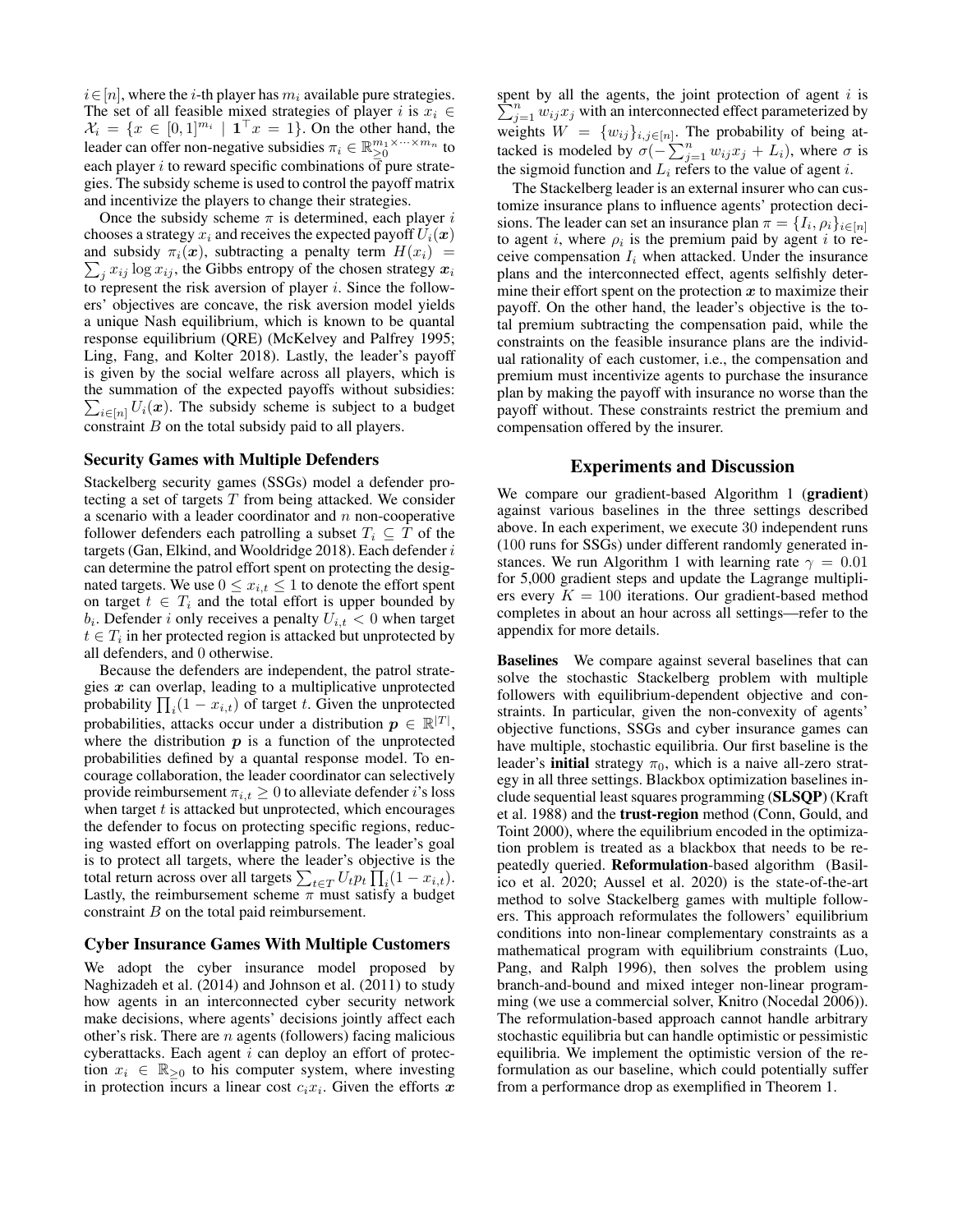$i \in [n]$, where the $i$-th player has $m_i$ available pure strategies. The set of all feasible mixed strategies of player $i$ is $x_i \in \mathcal{X}_i = \{x \in [0,1]^{m_i} \mid \mathbf{1}^\top x = 1\}$. On the other hand, the leader can offer non-negative subsidies $\pi_i \in \mathbb{R}_{\geq 0}^{m_1 \times \cdots \times m_n}$ to each player $i$ to reward specific combinations of pure strategies. The subsidy scheme is used to control the payoff matrix and incentivize the players to change their strategies.

Once the subsidy scheme $\pi$ is determined, each player $i$ chooses a strategy $x_i$ and receives the expected payoff $U_i(\boldsymbol{x})$ and subsidy $\pi_i(\boldsymbol{x})$, subtracting a penalty term $H(x_i) = \sum_j x_{ij} \log x_{ij}$, the Gibbs entropy of the chosen strategy $\boldsymbol{x}_i$ to represent the risk aversion of player $i$. Since the followers' objectives are concave, the risk aversion model yields a unique Nash equilibrium, which is known to be quantal response equilibrium (QRE) (McKelvey and Palfrey 1995; Ling, Fang, and Kolter 2018). Lastly, the leader's payoff is given by the social welfare across all players, which is the summation of the expected payoffs without subsidies: $\sum_{i \in [n]} U_i(\boldsymbol{x})$. The subsidy scheme is subject to a budget constraint $B$ on the total subsidy paid to all players.

### Security Games with Multiple Defenders

Stackelberg security games (SSGs) model a defender protecting a set of targets $T$ from being attacked. We consider a scenario with a leader coordinator and $n$ non-cooperative follower defenders each patrolling a subset $T_i \subseteq T$ of the targets (Gan, Elkind, and Wooldridge 2018). Each defender $i$ can determine the patrol effort spent on protecting the designated targets. We use $0 \leq x_{i,t} \leq 1$ to denote the effort spent on target $t \in T_i$ and the total effort is upper bounded by $b_i$. Defender $i$ only receives a penalty $U_{i,t} < 0$ when target $t \in T_i$ in her protected region is attacked but unprotected by all defenders, and 0 otherwise.

Because the defenders are independent, the patrol strategies $\boldsymbol{x}$ can overlap, leading to a multiplicative unprotected probability $\prod_i (1 - x_{i,t})$ of target $t$. Given the unprotected probabilities, attacks occur under a distribution $\boldsymbol{p} \in \mathbb{R}^{|T|}$, where the distribution $\boldsymbol{p}$ is a function of the unprotected probabilities defined by a quantal response model. To encourage collaboration, the leader coordinator can selectively provide reimbursement $\pi_{i,t} \geq 0$ to alleviate defender $i$'s loss when target $t$ is attacked but unprotected, which encourages the defender to focus on protecting specific regions, reducing wasted effort on overlapping patrols. The leader's goal is to protect all targets, where the leader's objective is the total return across over all targets $\sum_{t \in T} U_t p_t \prod_i (1 - x_{i,t})$. Lastly, the reimbursement scheme $\pi$ must satisfy a budget constraint $B$ on the total paid reimbursement.

### Cyber Insurance Games With Multiple Customers

We adopt the cyber insurance model proposed by Naghizadeh et al. (2014) and Johnson et al. (2011) to study how agents in an interconnected cyber security network make decisions, where agents' decisions jointly affect each other's risk. There are $n$ agents (followers) facing malicious cyberattacks. Each agent $i$ can deploy an effort of protection $x_i \in \mathbb{R}_{\geq 0}$ to his computer system, where investing in protection incurs a linear cost $c_i x_i$. Given the efforts $\boldsymbol{x}$ spent by all the agents, the joint protection of agent $i$ is $\sum_{j=1}^{n} w_{ij} x_j$ with an interconnected effect parameterized by weights $W = \{w_{ij}\}_{i,j \in [n]}$. The probability of being attacked is modeled by $\sigma(-\sum_{j=1}^{n} w_{ij} x_j + L_i)$, where $\sigma$ is the sigmoid function and $L_i$ refers to the value of agent $i$.

The Stackelberg leader is an external insurer who can customize insurance plans to influence agents' protection decisions. The leader can set an insurance plan $\pi = \{I_i, \rho_i\}_{i \in [n]}$ to agent $i$, where $\rho_i$ is the premium paid by agent $i$ to receive compensation $I_i$ when attacked. Under the insurance plans and the interconnected effect, agents selfishly determine their effort spent on the protection $\boldsymbol{x}$ to maximize their payoff. On the other hand, the leader's objective is the total premium subtracting the compensation paid, while the constraints on the feasible insurance plans are the individual rationality of each customer, i.e., the compensation and premium must incentivize agents to purchase the insurance plan by making the payoff with insurance no worse than the payoff without. These constraints restrict the premium and compensation offered by the insurer.

## Experiments and Discussion

We compare our gradient-based Algorithm 1 (**gradient**) against various baselines in the three settings described above. In each experiment, we execute 30 independent runs (100 runs for SSGs) under different randomly generated instances. We run Algorithm 1 with learning rate $\gamma = 0.01$ for 5,000 gradient steps and update the Lagrange multipliers every $K = 100$ iterations. Our gradient-based method completes in about an hour across all settings—refer to the appendix for more details.

**Baselines** We compare against several baselines that can solve the stochastic Stackelberg problem with multiple followers with equilibrium-dependent objective and constraints. In particular, given the non-convexity of agents' objective functions, SSGs and cyber insurance games can have multiple, stochastic equilibria. Our first baseline is the leader's **initial** strategy $\pi_0$, which is a naive all-zero strategy in all three settings. Blackbox optimization baselines include sequential least squares programming (**SLSQP**) (Kraft et al. 1988) and the **trust-region** method (Conn, Gould, and Toint 2000), where the equilibrium encoded in the optimization problem is treated as a blackbox that needs to be repeatedly queried. **Reformulation**-based algorithm (Basilico et al. 2020; Aussel et al. 2020) is the state-of-the-art method to solve Stackelberg games with multiple followers. This approach reformulates the followers' equilibrium conditions into non-linear complementary constraints as a mathematical program with equilibrium constraints (Luo, Pang, and Ralph 1996), then solves the problem using branch-and-bound and mixed integer non-linear programming (we use a commercial solver, Knitro (Nocedal 2006)). The reformulation-based approach cannot handle arbitrary stochastic equilibria but can handle optimistic or pessimistic equilibria. We implement the optimistic version of the reformulation as our baseline, which could potentially suffer from a performance drop as exemplified in Theorem 1.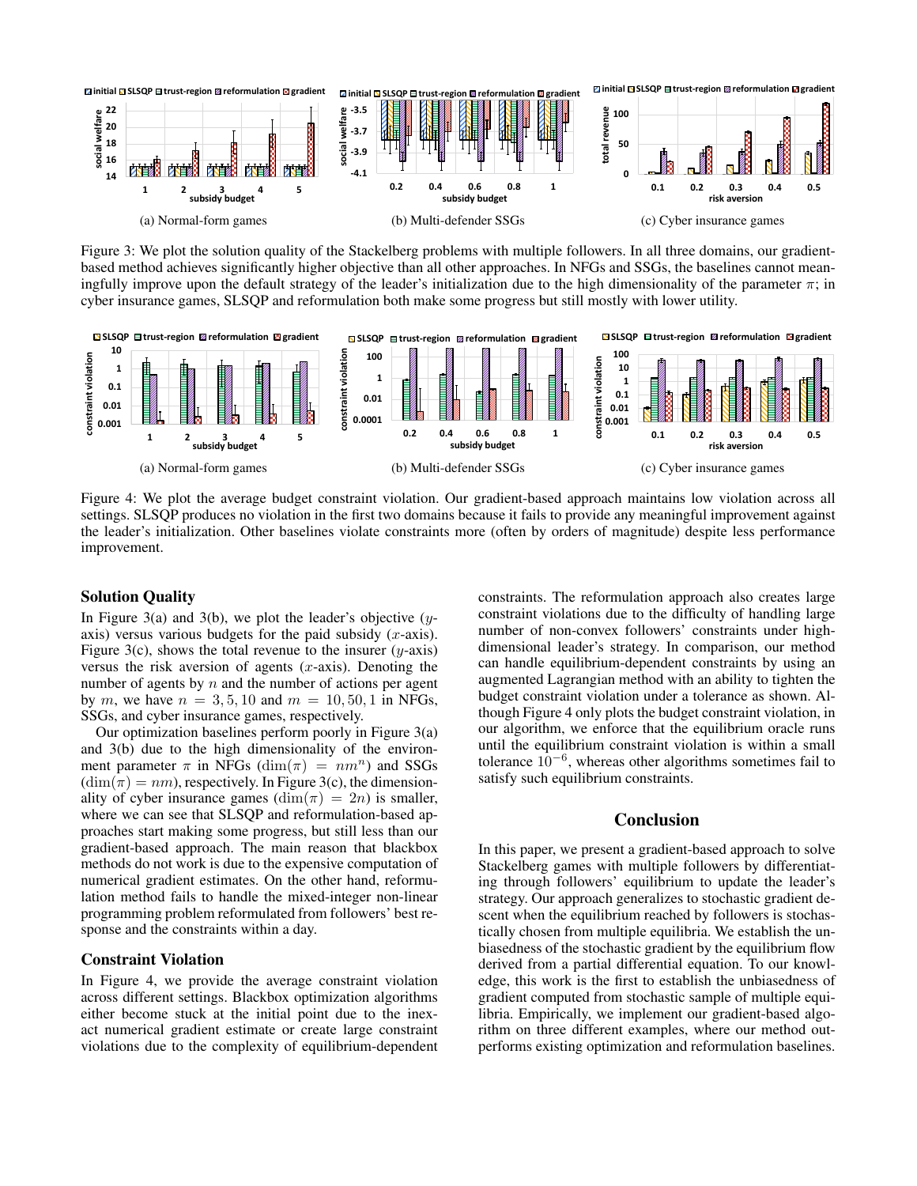(a) Normal-form games

(b) Multi-defender SSGs

(c) Cyber insurance games

Figure 3: We plot the solution quality of the Stackelberg problems with multiple followers. In all three domains, our gradient-based method achieves significantly higher objective than all other approaches. In NFGs and SSGs, the baselines cannot meaningfully improve upon the default strategy of the leader's initialization due to the high dimensionality of the parameter $\pi$; in cyber insurance games, SLSQP and reformulation both make some progress but still mostly with lower utility.

(a) Normal-form games

(b) Multi-defender SSGs

(c) Cyber insurance games

Figure 4: We plot the average budget constraint violation. Our gradient-based approach maintains low violation across all settings. SLSQP produces no violation in the first two domains because it fails to provide any meaningful improvement against the leader's initialization. Other baselines violate constraints more (often by orders of magnitude) despite less performance improvement.

### Solution Quality

In Figure 3(a) and 3(b), we plot the leader's objective ($y$-axis) versus various budgets for the paid subsidy ($x$-axis). Figure 3(c), shows the total revenue to the insurer ($y$-axis) versus the risk aversion of agents ($x$-axis). Denoting the number of agents by $n$ and the number of actions per agent by $m$, we have $n = 3, 5, 10$ and $m = 10, 50, 1$ in NFGs, SSGs, and cyber insurance games, respectively.

Our optimization baselines perform poorly in Figure 3(a) and 3(b) due to the high dimensionality of the environment parameter $\pi$ in NFGs ($\dim(\pi) = nm^n$) and SSGs ($\dim(\pi) = nm$), respectively. In Figure 3(c), the dimensionality of cyber insurance games ($\dim(\pi) = 2n$) is smaller, where we can see that SLSQP and reformulation-based approaches start making some progress, but still less than our gradient-based approach. The main reason that blackbox methods do not work is due to the expensive computation of numerical gradient estimates. On the other hand, reformulation method fails to handle the mixed-integer non-linear programming problem reformulated from followers' best response and the constraints within a day.

### Constraint Violation

In Figure 4, we provide the average constraint violation across different settings. Blackbox optimization algorithms either become stuck at the initial point due to the inexact numerical gradient estimate or create large constraint violations due to the complexity of equilibrium-dependent constraints. The reformulation approach also creates large constraint violations due to the difficulty of handling large number of non-convex followers' constraints under high-dimensional leader's strategy. In comparison, our method can handle equilibrium-dependent constraints by using an augmented Lagrangian method with an ability to tighten the budget constraint violation under a tolerance as shown. Although Figure 4 only plots the budget constraint violation, in our algorithm, we enforce that the equilibrium oracle runs until the equilibrium constraint violation is within a small tolerance $10^{-6}$, whereas other algorithms sometimes fail to satisfy such equilibrium constraints.

## Conclusion

In this paper, we present a gradient-based approach to solve Stackelberg games with multiple followers by differentiating through followers' equilibrium to update the leader's strategy. Our approach generalizes to stochastic gradient descent when the equilibrium reached by followers is stochastically chosen from multiple equilibria. We establish the unbiasedness of the stochastic gradient by the equilibrium flow derived from a partial differential equation. To our knowledge, this work is the first to establish the unbiasedness of gradient computed from stochastic sample of multiple equilibria. Empirically, we implement our gradient-based algorithm on three different examples, where our method outperforms existing optimization and reformulation baselines.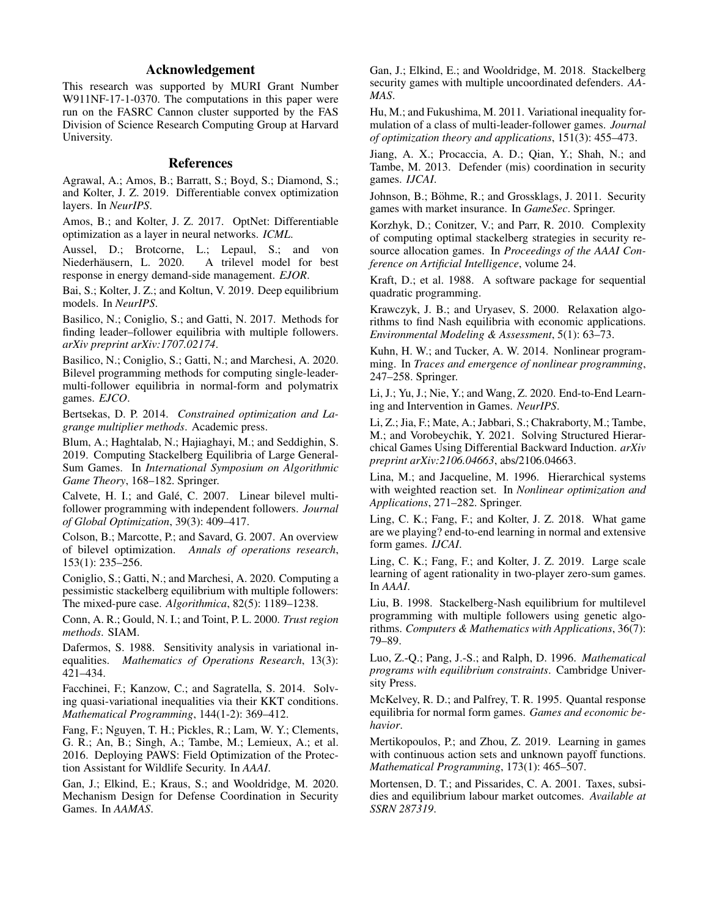## Acknowledgement

This research was supported by MURI Grant Number W911NF-17-1-0370. The computations in this paper were run on the FASRC Cannon cluster supported by the FAS Division of Science Research Computing Group at Harvard University.

## References

Agrawal, A.; Amos, B.; Barratt, S.; Boyd, S.; Diamond, S.; and Kolter, J. Z. 2019. Differentiable convex optimization layers. In *NeurIPS*.

Amos, B.; and Kolter, J. Z. 2017. OptNet: Differentiable optimization as a layer in neural networks. *ICML*.

Aussel, D.; Brotcorne, L.; Lepaul, S.; and von Niederhäusern, L. 2020. A trilevel model for best response in energy demand-side management. *EJOR*.

Bai, S.; Kolter, J. Z.; and Koltun, V. 2019. Deep equilibrium models. In *NeurIPS*.

Basilico, N.; Coniglio, S.; and Gatti, N. 2017. Methods for finding leader–follower equilibria with multiple followers. *arXiv preprint arXiv:1707.02174*.

Basilico, N.; Coniglio, S.; Gatti, N.; and Marchesi, A. 2020. Bilevel programming methods for computing single-leader-multi-follower equilibria in normal-form and polymatrix games. *EJCO*.

Bertsekas, D. P. 2014. *Constrained optimization and Lagrange multiplier methods*. Academic press.

Blum, A.; Haghtalab, N.; Hajiaghayi, M.; and Seddighin, S. 2019. Computing Stackelberg Equilibria of Large General-Sum Games. In *International Symposium on Algorithmic Game Theory*, 168–182. Springer.

Calvete, H. I.; and Galé, C. 2007. Linear bilevel multi-follower programming with independent followers. *Journal of Global Optimization*, 39(3): 409–417.

Colson, B.; Marcotte, P.; and Savard, G. 2007. An overview of bilevel optimization. *Annals of operations research*, 153(1): 235–256.

Coniglio, S.; Gatti, N.; and Marchesi, A. 2020. Computing a pessimistic stackelberg equilibrium with multiple followers: The mixed-pure case. *Algorithmica*, 82(5): 1189–1238.

Conn, A. R.; Gould, N. I.; and Toint, P. L. 2000. *Trust region methods*. SIAM.

Dafermos, S. 1988. Sensitivity analysis in variational inequalities. *Mathematics of Operations Research*, 13(3): 421–434.

Facchinei, F.; Kanzow, C.; and Sagratella, S. 2014. Solving quasi-variational inequalities via their KKT conditions. *Mathematical Programming*, 144(1-2): 369–412.

Fang, F.; Nguyen, T. H.; Pickles, R.; Lam, W. Y.; Clements, G. R.; An, B.; Singh, A.; Tambe, M.; Lemieux, A.; et al. 2016. Deploying PAWS: Field Optimization of the Protection Assistant for Wildlife Security. In *AAAI*.

Gan, J.; Elkind, E.; Kraus, S.; and Wooldridge, M. 2020. Mechanism Design for Defense Coordination in Security Games. In *AAMAS*.

Gan, J.; Elkind, E.; and Wooldridge, M. 2018. Stackelberg security games with multiple uncoordinated defenders. *AAMAS*.

Hu, M.; and Fukushima, M. 2011. Variational inequality formulation of a class of multi-leader-follower games. *Journal of optimization theory and applications*, 151(3): 455–473.

Jiang, A. X.; Procaccia, A. D.; Qian, Y.; Shah, N.; and Tambe, M. 2013. Defender (mis) coordination in security games. *IJCAI*.

Johnson, B.; Böhme, R.; and Grossklags, J. 2011. Security games with market insurance. In *GameSec*. Springer.

Korzhyk, D.; Conitzer, V.; and Parr, R. 2010. Complexity of computing optimal stackelberg strategies in security resource allocation games. In *Proceedings of the AAAI Conference on Artificial Intelligence*, volume 24.

Kraft, D.; et al. 1988. A software package for sequential quadratic programming.

Krawczyk, J. B.; and Uryasev, S. 2000. Relaxation algorithms to find Nash equilibria with economic applications. *Environmental Modeling & Assessment*, 5(1): 63–73.

Kuhn, H. W.; and Tucker, A. W. 2014. Nonlinear programming. In *Traces and emergence of nonlinear programming*, 247–258. Springer.

Li, J.; Yu, J.; Nie, Y.; and Wang, Z. 2020. End-to-End Learning and Intervention in Games. *NeurIPS*.

Li, Z.; Jia, F.; Mate, A.; Jabbari, S.; Chakraborty, M.; Tambe, M.; and Vorobeychik, Y. 2021. Solving Structured Hierarchical Games Using Differential Backward Induction. *arXiv preprint arXiv:2106.04663*, abs/2106.04663.

Lina, M.; and Jacqueline, M. 1996. Hierarchical systems with weighted reaction set. In *Nonlinear optimization and Applications*, 271–282. Springer.

Ling, C. K.; Fang, F.; and Kolter, J. Z. 2018. What game are we playing? end-to-end learning in normal and extensive form games. *IJCAI*.

Ling, C. K.; Fang, F.; and Kolter, J. Z. 2019. Large scale learning of agent rationality in two-player zero-sum games. In *AAAI*.

Liu, B. 1998. Stackelberg-Nash equilibrium for multilevel programming with multiple followers using genetic algorithms. *Computers & Mathematics with Applications*, 36(7): 79–89.

Luo, Z.-Q.; Pang, J.-S.; and Ralph, D. 1996. *Mathematical programs with equilibrium constraints*. Cambridge University Press.

McKelvey, R. D.; and Palfrey, T. R. 1995. Quantal response equilibria for normal form games. *Games and economic behavior*.

Mertikopoulos, P.; and Zhou, Z. 2019. Learning in games with continuous action sets and unknown payoff functions. *Mathematical Programming*, 173(1): 465–507.

Mortensen, D. T.; and Pissarides, C. A. 2001. Taxes, subsidies and equilibrium labour market outcomes. *Available at SSRN 287319*.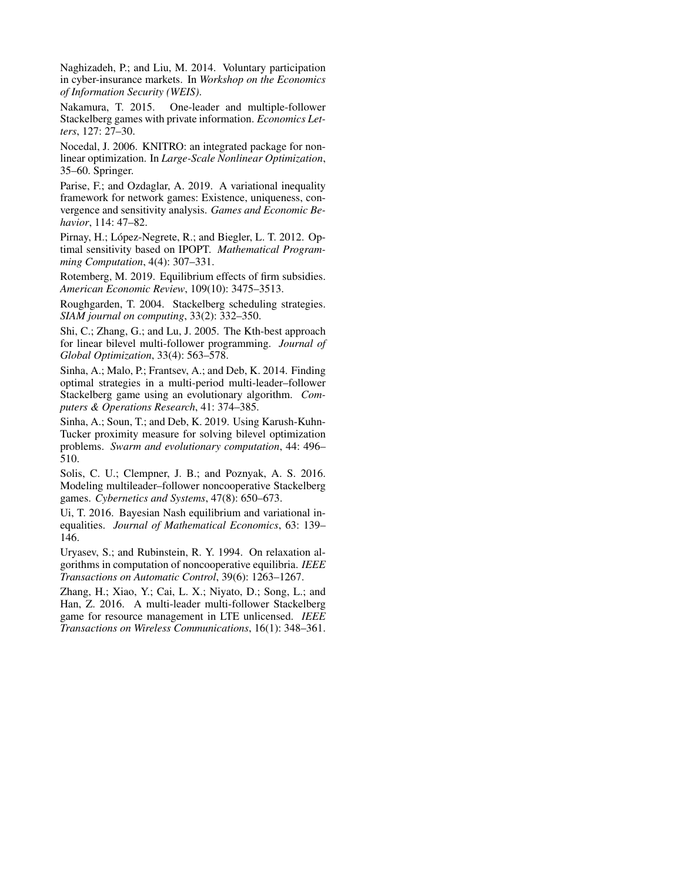Naghizadeh, P.; and Liu, M. 2014. Voluntary participation in cyber-insurance markets. In *Workshop on the Economics of Information Security (WEIS)*.

Nakamura, T. 2015. One-leader and multiple-follower Stackelberg games with private information. *Economics Letters*, 127: 27–30.

Nocedal, J. 2006. KNITRO: an integrated package for nonlinear optimization. In *Large-Scale Nonlinear Optimization*, 35–60. Springer.

Parise, F.; and Ozdaglar, A. 2019. A variational inequality framework for network games: Existence, uniqueness, convergence and sensitivity analysis. *Games and Economic Behavior*, 114: 47–82.

Pirnay, H.; López-Negrete, R.; and Biegler, L. T. 2012. Optimal sensitivity based on IPOPT. *Mathematical Programming Computation*, 4(4): 307–331.

Rotemberg, M. 2019. Equilibrium effects of firm subsidies. *American Economic Review*, 109(10): 3475–3513.

Roughgarden, T. 2004. Stackelberg scheduling strategies. *SIAM journal on computing*, 33(2): 332–350.

Shi, C.; Zhang, G.; and Lu, J. 2005. The Kth-best approach for linear bilevel multi-follower programming. *Journal of Global Optimization*, 33(4): 563–578.

Sinha, A.; Malo, P.; Frantsev, A.; and Deb, K. 2014. Finding optimal strategies in a multi-period multi-leader–follower Stackelberg game using an evolutionary algorithm. *Computers & Operations Research*, 41: 374–385.

Sinha, A.; Soun, T.; and Deb, K. 2019. Using Karush-Kuhn-Tucker proximity measure for solving bilevel optimization problems. *Swarm and evolutionary computation*, 44: 496–510.

Solis, C. U.; Clempner, J. B.; and Poznyak, A. S. 2016. Modeling multileader–follower noncooperative Stackelberg games. *Cybernetics and Systems*, 47(8): 650–673.

Ui, T. 2016. Bayesian Nash equilibrium and variational inequalities. *Journal of Mathematical Economics*, 63: 139–146.

Uryasev, S.; and Rubinstein, R. Y. 1994. On relaxation algorithms in computation of noncooperative equilibria. *IEEE Transactions on Automatic Control*, 39(6): 1263–1267.

Zhang, H.; Xiao, Y.; Cai, L. X.; Niyato, D.; Song, L.; and Han, Z. 2016. A multi-leader multi-follower Stackelberg game for resource management in LTE unlicensed. *IEEE Transactions on Wireless Communications*, 16(1): 348–361.